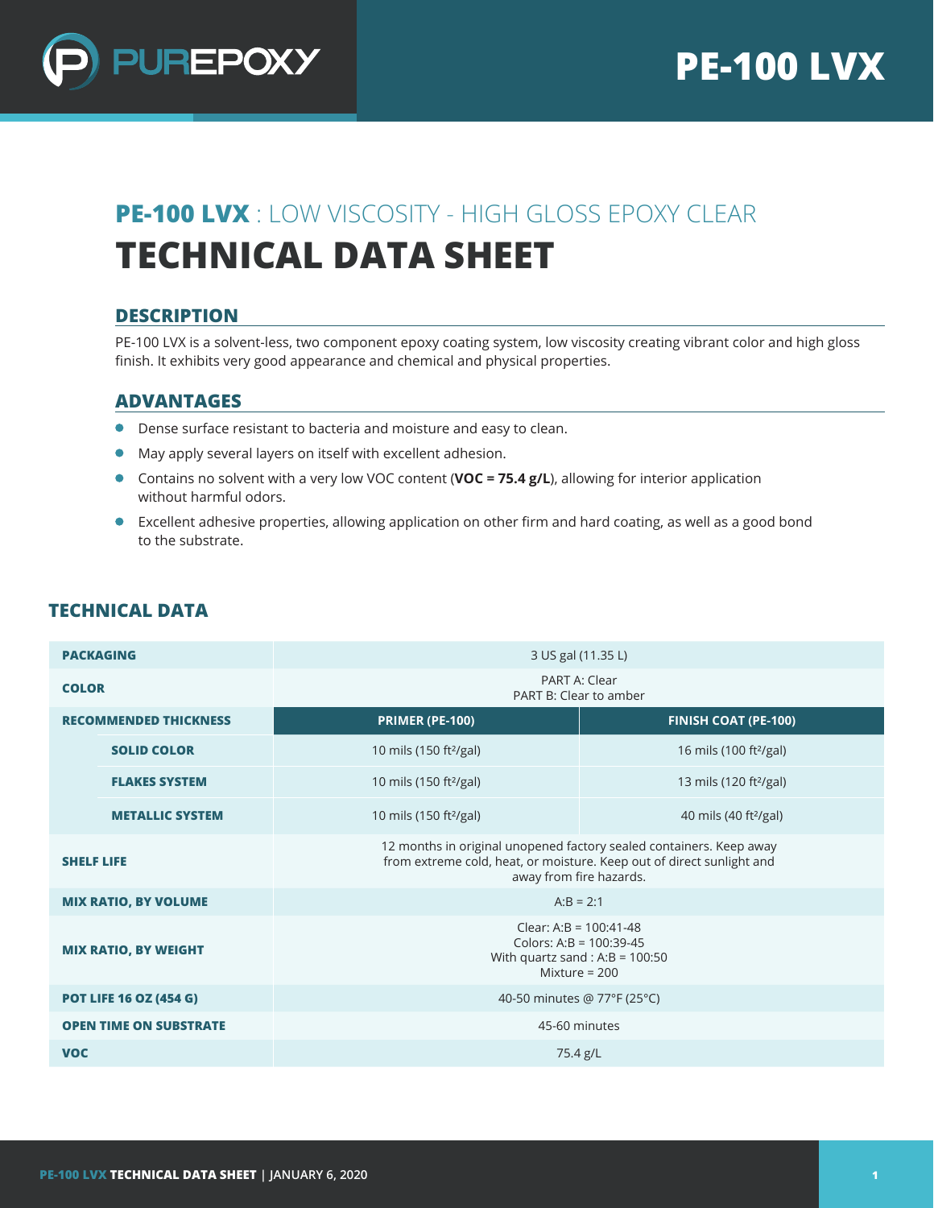# PE-100 LVX

## PE-100 LVX : LOW VISCOSITY - HIGH GLOSS EPOXY CLEAR

# TECHNICAL DATA SHEET

### DESCRIPTION

PE-100 LVX is a solvent-less, two component epoxy coating system, low viscosity creating vibrant color and high gloss finish. It exhibits very good appearance and chemical and physical properties.

### ADVANTAGES

- Dense surface resistant to bacteria and moisture and easy to clean.
- May apply several layers on itself with excellent adhesion.
- Contains no solvent with a very low VOC content (**VOC = 75.4 g/L**), allowing for interior application without harmful odors.
- Excellent adhesive properties, allowing application on other firm and hard coating, as well as a good bond to the substrate.

## TECHNICAL DATA

| | | |
|---|---|---|
| **PACKAGING** | 3 US gal (11.35 L) | |
| **COLOR** | PART A: Clear<br>PART B: Clear to amber | |
| **RECOMMENDED THICKNESS** | **PRIMER (PE-100)** | **FINISH COAT (PE-100)** |
| **SOLID COLOR** | 10 mils (150 ft²/gal) | 16 mils (100 ft²/gal) |
| **FLAKES SYSTEM** | 10 mils (150 ft²/gal) | 13 mils (120 ft²/gal) |
| **METALLIC SYSTEM** | 10 mils (150 ft²/gal) | 40 mils (40 ft²/gal) |
| **SHELF LIFE** | 12 months in original unopened factory sealed containers. Keep away from extreme cold, heat, or moisture. Keep out of direct sunlight and away from fire hazards. | |
| **MIX RATIO, BY VOLUME** | A:B = 2:1 | |
| **MIX RATIO, BY WEIGHT** | Clear: A:B = 100:41-48<br>Colors: A:B = 100:39-45<br>With quartz sand : A:B = 100:50<br>Mixture = 200 | |
| **POT LIFE 16 OZ (454 G)** | 40-50 minutes @ 77°F (25°C) | |
| **OPEN TIME ON SUBSTRATE** | 45-60 minutes | |
| **VOC** | 75.4 g/L | |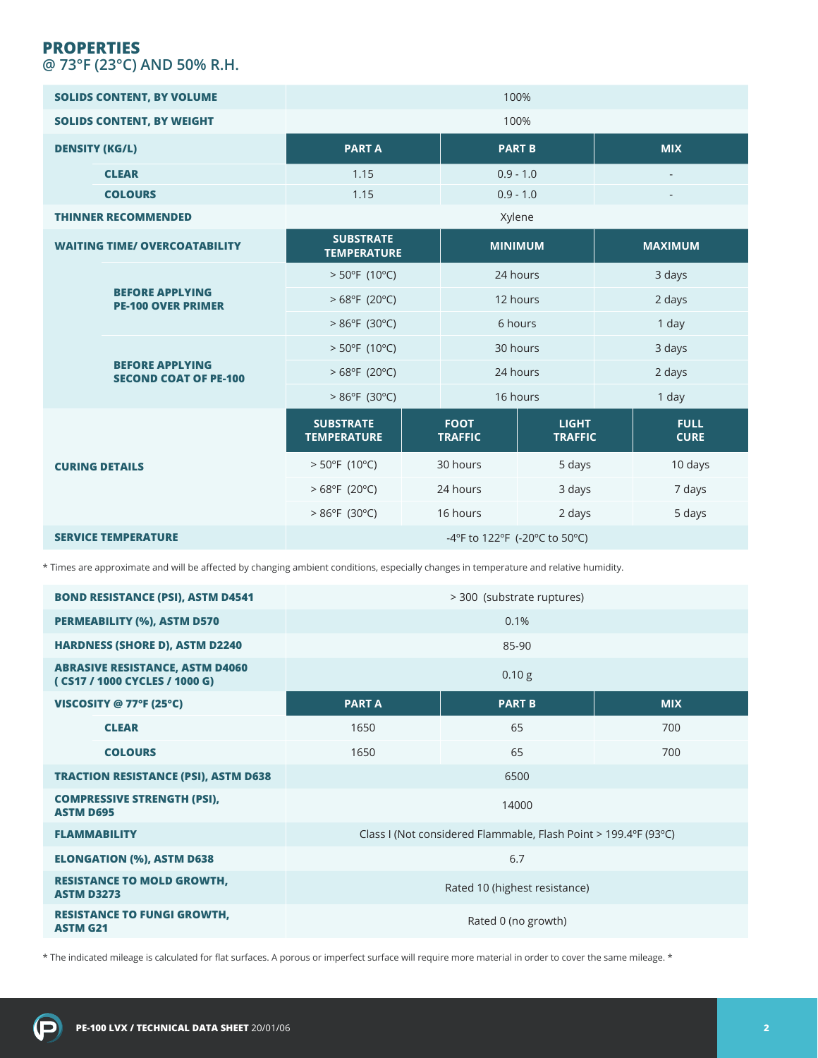## PROPERTIES
### @ 73°F (23°C) AND 50% R.H.

| | | | | |
|---|---|---|---|---|
| **SOLIDS CONTENT, BY VOLUME** | 100% | | | |
| **SOLIDS CONTENT, BY WEIGHT** | 100% | | | |
| **DENSITY (KG/L)** | **PART A** | **PART B** | **MIX** | |
| **CLEAR** | 1.15 | 0.9 - 1.0 | - | |
| **COLOURS** | 1.15 | 0.9 - 1.0 | - | |
| **THINNER RECOMMENDED** | Xylene | | | |
| **WAITING TIME/ OVERCOATABILITY** | **SUBSTRATE TEMPERATURE** | **MINIMUM** | **MAXIMUM** | |
| **BEFORE APPLYING PE-100 OVER PRIMER** | > 50°F (10°C) | 24 hours | 3 days | |
| | > 68°F (20°C) | 12 hours | 2 days | |
| | > 86°F (30°C) | 6 hours | 1 day | |
| **BEFORE APPLYING SECOND COAT OF PE-100** | > 50°F (10°C) | 30 hours | 3 days | |
| | > 68°F (20°C) | 24 hours | 2 days | |
| | > 86°F (30°C) | 16 hours | 1 day | |
| **CURING DETAILS** | **SUBSTRATE TEMPERATURE** | **FOOT TRAFFIC** | **LIGHT TRAFFIC** | **FULL CURE** |
| | > 50°F (10°C) | 30 hours | 5 days | 10 days |
| | > 68°F (20°C) | 24 hours | 3 days | 7 days |
| | > 86°F (30°C) | 16 hours | 2 days | 5 days |
| **SERVICE TEMPERATURE** | -4°F to 122°F (-20°C to 50°C) | | | |

* Times are approximate and will be affected by changing ambient conditions, especially changes in temperature and relative humidity.

| | | | |
|---|---|---|---|
| **BOND RESISTANCE (PSI), ASTM D4541** | > 300 (substrate ruptures) | | |
| **PERMEABILITY (%), ASTM D570** | 0.1% | | |
| **HARDNESS (SHORE D), ASTM D2240** | 85-90 | | |
| **ABRASIVE RESISTANCE, ASTM D4060 ( CS17 / 1000 CYCLES / 1000 G)** | 0.10 g | | |
| **VISCOSITY @ 77°F (25°C)** | **PART A** | **PART B** | **MIX** |
| **CLEAR** | 1650 | 65 | 700 |
| **COLOURS** | 1650 | 65 | 700 |
| **TRACTION RESISTANCE (PSI), ASTM D638** | 6500 | | |
| **COMPRESSIVE STRENGTH (PSI), ASTM D695** | 14000 | | |
| **FLAMMABILITY** | Class I (Not considered Flammable, Flash Point > 199.4°F (93°C) | | |
| **ELONGATION (%), ASTM D638** | 6.7 | | |
| **RESISTANCE TO MOLD GROWTH, ASTM D3273** | Rated 10 (highest resistance) | | |
| **RESISTANCE TO FUNGI GROWTH, ASTM G21** | Rated 0 (no growth) | | |

* The indicated mileage is calculated for flat surfaces. A porous or imperfect surface will require more material in order to cover the same mileage. *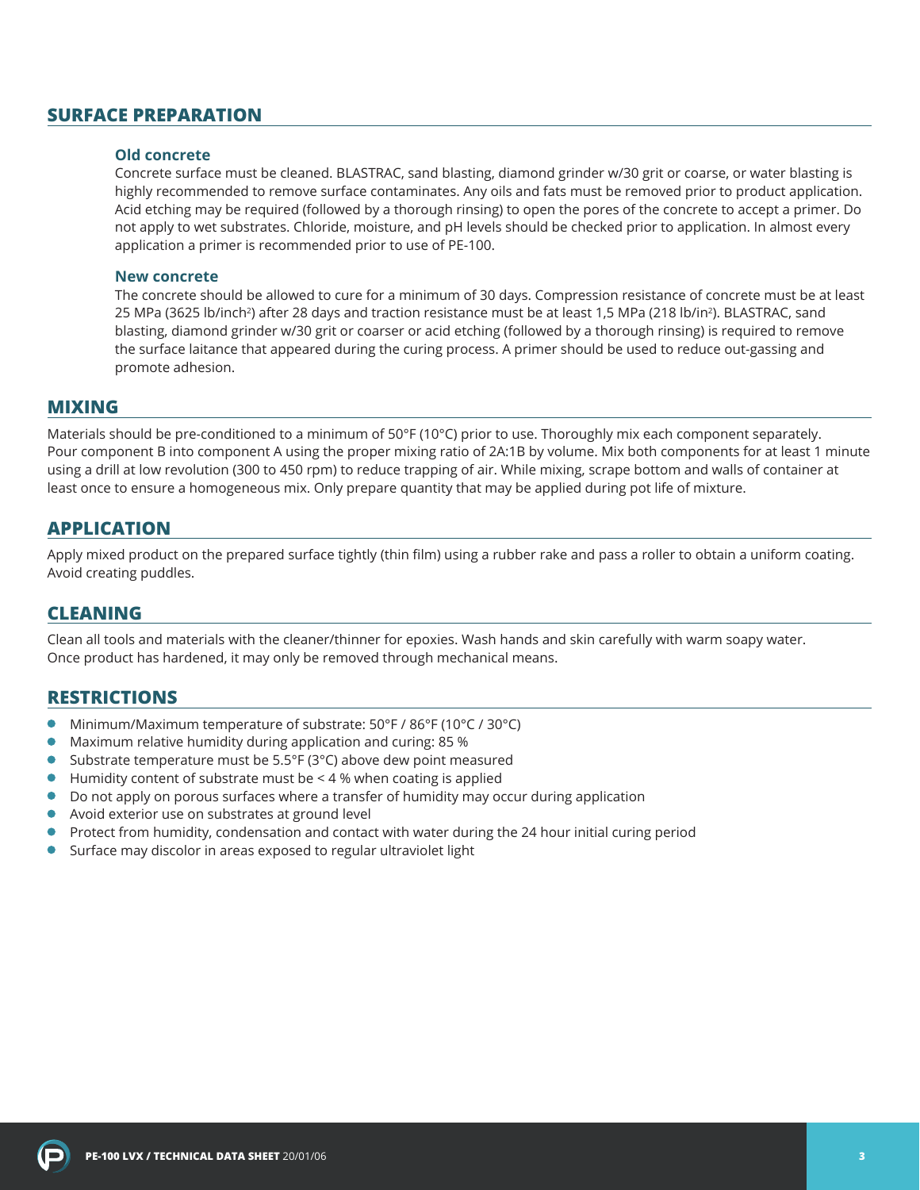## SURFACE PREPARATION

### Old concrete

Concrete surface must be cleaned. BLASTRAC, sand blasting, diamond grinder w/30 grit or coarse, or water blasting is highly recommended to remove surface contaminates. Any oils and fats must be removed prior to product application. Acid etching may be required (followed by a thorough rinsing) to open the pores of the concrete to accept a primer. Do not apply to wet substrates. Chloride, moisture, and pH levels should be checked prior to application. In almost every application a primer is recommended prior to use of PE-100.

### New concrete

The concrete should be allowed to cure for a minimum of 30 days. Compression resistance of concrete must be at least 25 MPa (3625 lb/inch$^2$) after 28 days and traction resistance must be at least 1,5 MPa (218 lb/in$^2$). BLASTRAC, sand blasting, diamond grinder w/30 grit or coarser or acid etching (followed by a thorough rinsing) is required to remove the surface laitance that appeared during the curing process. A primer should be used to reduce out-gassing and promote adhesion.

## MIXING

Materials should be pre-conditioned to a minimum of 50°F (10°C) prior to use. Thoroughly mix each component separately. Pour component B into component A using the proper mixing ratio of 2A:1B by volume. Mix both components for at least 1 minute using a drill at low revolution (300 to 450 rpm) to reduce trapping of air. While mixing, scrape bottom and walls of container at least once to ensure a homogeneous mix. Only prepare quantity that may be applied during pot life of mixture.

## APPLICATION

Apply mixed product on the prepared surface tightly (thin film) using a rubber rake and pass a roller to obtain a uniform coating. Avoid creating puddles.

## CLEANING

Clean all tools and materials with the cleaner/thinner for epoxies. Wash hands and skin carefully with warm soapy water. Once product has hardened, it may only be removed through mechanical means.

## RESTRICTIONS

- Minimum/Maximum temperature of substrate: 50°F / 86°F (10°C / 30°C)
- Maximum relative humidity during application and curing: 85 %
- Substrate temperature must be 5.5°F (3°C) above dew point measured
- Humidity content of substrate must be < 4 % when coating is applied
- Do not apply on porous surfaces where a transfer of humidity may occur during application
- Avoid exterior use on substrates at ground level
- Protect from humidity, condensation and contact with water during the 24 hour initial curing period
- Surface may discolor in areas exposed to regular ultraviolet light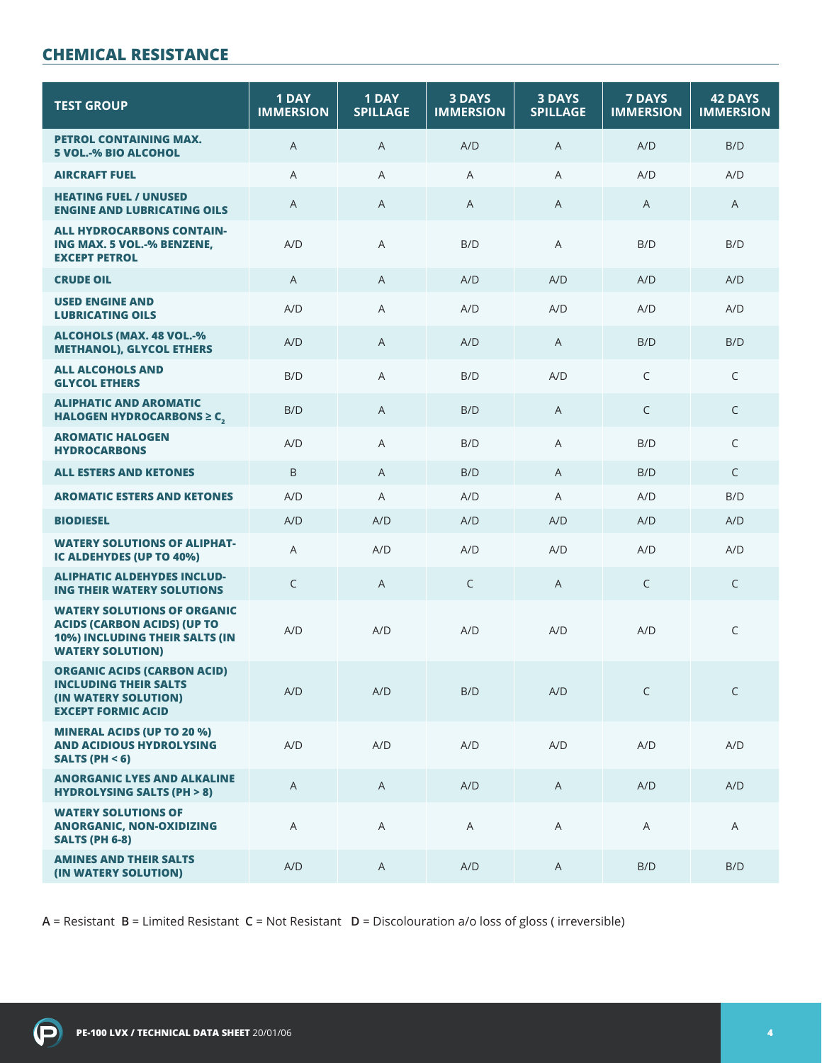## CHEMICAL RESISTANCE

| TEST GROUP | 1 DAY IMMERSION | 1 DAY SPILLAGE | 3 DAYS IMMERSION | 3 DAYS SPILLAGE | 7 DAYS IMMERSION | 42 DAYS IMMERSION |
|---|---|---|---|---|---|---|
| PETROL CONTAINING MAX. 5 VOL.-% BIO ALCOHOL | A | A | A/D | A | A/D | B/D |
| AIRCRAFT FUEL | A | A | A | A | A/D | A/D |
| HEATING FUEL / UNUSED ENGINE AND LUBRICATING OILS | A | A | A | A | A | A |
| ALL HYDROCARBONS CONTAINING MAX. 5 VOL.-% BENZENE, EXCEPT PETROL | A/D | A | B/D | A | B/D | B/D |
| CRUDE OIL | A | A | A/D | A/D | A/D | A/D |
| USED ENGINE AND LUBRICATING OILS | A/D | A | A/D | A/D | A/D | A/D |
| ALCOHOLS (MAX. 48 VOL.-% METHANOL), GLYCOL ETHERS | A/D | A | A/D | A | B/D | B/D |
| ALL ALCOHOLS AND GLYCOL ETHERS | B/D | A | B/D | A/D | C | C |
| ALIPHATIC AND AROMATIC HALOGEN HYDROCARBONS ≥ $C_2$ | B/D | A | B/D | A | C | C |
| AROMATIC HALOGEN HYDROCARBONS | A/D | A | B/D | A | B/D | C |
| ALL ESTERS AND KETONES | B | A | B/D | A | B/D | C |
| AROMATIC ESTERS AND KETONES | A/D | A | A/D | A | A/D | B/D |
| BIODIESEL | A/D | A/D | A/D | A/D | A/D | A/D |
| WATERY SOLUTIONS OF ALIPHATIC ALDEHYDES (UP TO 40%) | A | A/D | A/D | A/D | A/D | A/D |
| ALIPHATIC ALDEHYDES INCLUDING THEIR WATERY SOLUTIONS | C | A | C | A | C | C |
| WATERY SOLUTIONS OF ORGANIC ACIDS (CARBON ACIDS) (UP TO 10%) INCLUDING THEIR SALTS (IN WATERY SOLUTION) | A/D | A/D | A/D | A/D | A/D | C |
| ORGANIC ACIDS (CARBON ACID) INCLUDING THEIR SALTS (IN WATERY SOLUTION) EXCEPT FORMIC ACID | A/D | A/D | B/D | A/D | C | C |
| MINERAL ACIDS (UP TO 20 %) AND ACIDIOUS HYDROLYSING SALTS (PH < 6) | A/D | A/D | A/D | A/D | A/D | A/D |
| ANORGANIC LYES AND ALKALINE HYDROLYSING SALTS (PH > 8) | A | A | A/D | A | A/D | A/D |
| WATERY SOLUTIONS OF ANORGANIC, NON-OXIDIZING SALTS (PH 6-8) | A | A | A | A | A | A |
| AMINES AND THEIR SALTS (IN WATERY SOLUTION) | A/D | A | A/D | A | B/D | B/D |

**A** = Resistant **B** = Limited Resistant **C** = Not Resistant **D** = Discolouration a/o loss of gloss ( irreversible)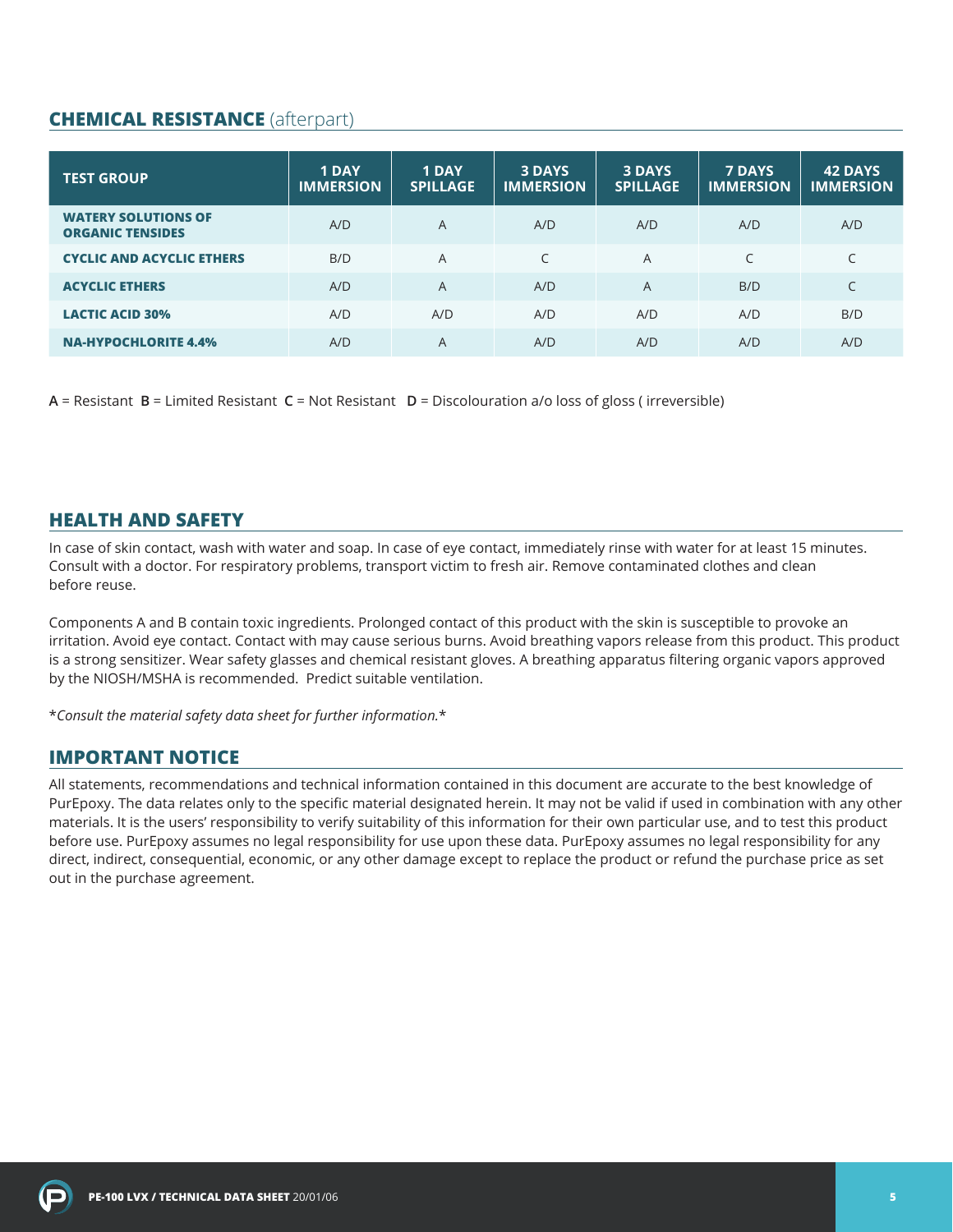## **CHEMICAL RESISTANCE** (afterpart)

| TEST GROUP | 1 DAY IMMERSION | 1 DAY SPILLAGE | 3 DAYS IMMERSION | 3 DAYS SPILLAGE | 7 DAYS IMMERSION | 42 DAYS IMMERSION |
|---|---|---|---|---|---|---|
| **WATERY SOLUTIONS OF ORGANIC TENSIDES** | A/D | A | A/D | A/D | A/D | A/D |
| **CYCLIC AND ACYCLIC ETHERS** | B/D | A | C | A | C | C |
| **ACYCLIC ETHERS** | A/D | A | A/D | A | B/D | C |
| **LACTIC ACID 30%** | A/D | A/D | A/D | A/D | A/D | B/D |
| **NA-HYPOCHLORITE 4.4%** | A/D | A | A/D | A/D | A/D | A/D |

**A** = Resistant **B** = Limited Resistant **C** = Not Resistant **D** = Discolouration a/o loss of gloss ( irreversible)

## HEALTH AND SAFETY

In case of skin contact, wash with water and soap. In case of eye contact, immediately rinse with water for at least 15 minutes. Consult with a doctor. For respiratory problems, transport victim to fresh air. Remove contaminated clothes and clean before reuse.

Components A and B contain toxic ingredients. Prolonged contact of this product with the skin is susceptible to provoke an irritation. Avoid eye contact. Contact with may cause serious burns. Avoid breathing vapors release from this product. This product is a strong sensitizer. Wear safety glasses and chemical resistant gloves. A breathing apparatus filtering organic vapors approved by the NIOSH/MSHA is recommended. Predict suitable ventilation.

**Consult the material safety data sheet for further information.*

## IMPORTANT NOTICE

All statements, recommendations and technical information contained in this document are accurate to the best knowledge of PurEpoxy. The data relates only to the specific material designated herein. It may not be valid if used in combination with any other materials. It is the users' responsibility to verify suitability of this information for their own particular use, and to test this product before use. PurEpoxy assumes no legal responsibility for use upon these data. PurEpoxy assumes no legal responsibility for any direct, indirect, consequential, economic, or any other damage except to replace the product or refund the purchase price as set out in the purchase agreement.